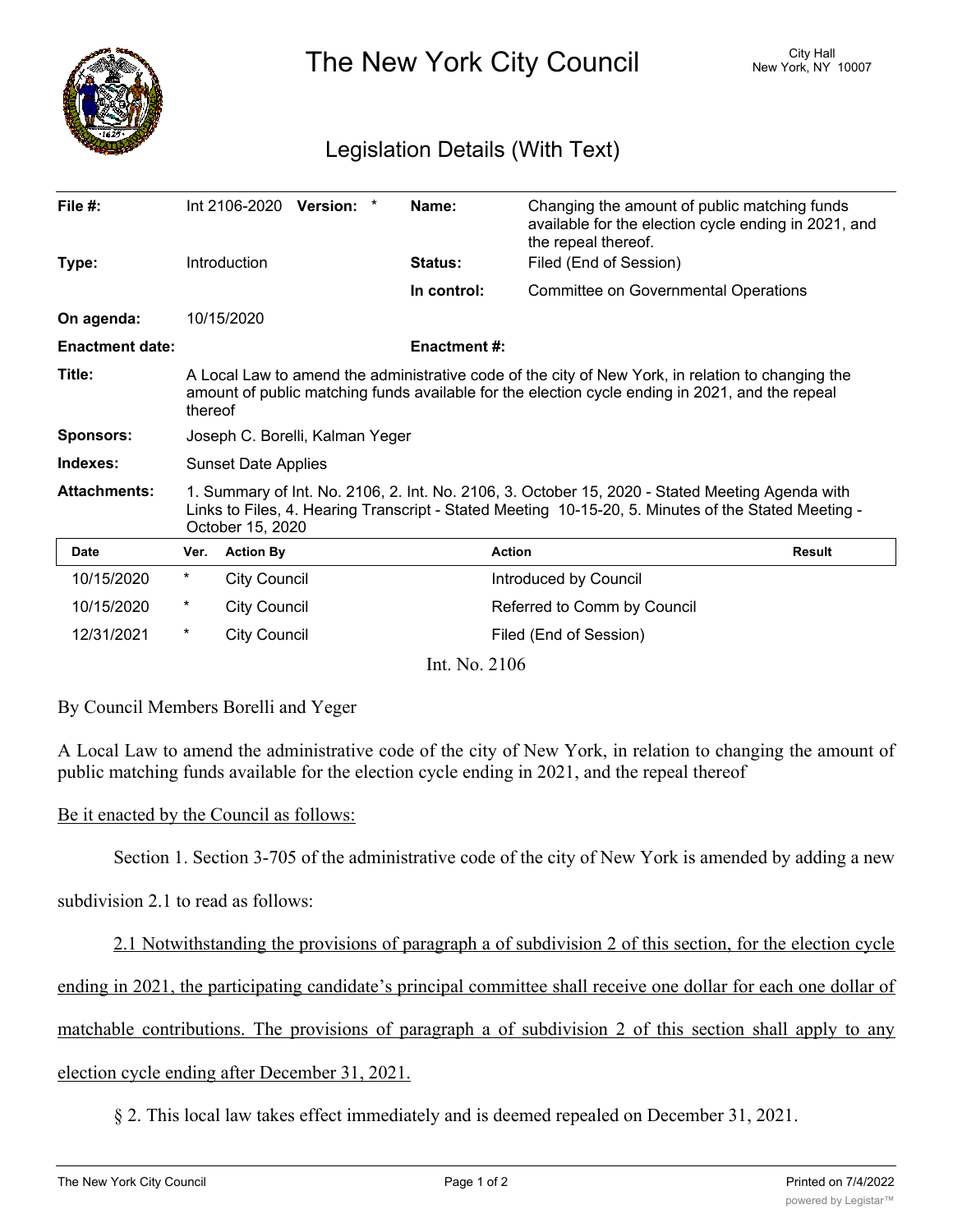# The New York City Council

City Hall
New York, NY 10007

## Legislation Details (With Text)

| | | | |
|---|---|---|---|
| **File #:** | Int 2106-2020 **Version:** * | **Name:** | Changing the amount of public matching funds available for the election cycle ending in 2021, and the repeal thereof. |
| **Type:** | Introduction | **Status:** | Filed (End of Session) |
| | | **In control:** | Committee on Governmental Operations |
| **On agenda:** | 10/15/2020 | | |
| **Enactment date:** | | **Enactment #:** | |
| **Title:** | A Local Law to amend the administrative code of the city of New York, in relation to changing the amount of public matching funds available for the election cycle ending in 2021, and the repeal thereof | | |
| **Sponsors:** | Joseph C. Borelli, Kalman Yeger | | |
| **Indexes:** | Sunset Date Applies | | |
| **Attachments:** | 1. Summary of Int. No. 2106, 2. Int. No. 2106, 3. October 15, 2020 - Stated Meeting Agenda with Links to Files, 4. Hearing Transcript - Stated Meeting 10-15-20, 5. Minutes of the Stated Meeting - October 15, 2020 | | |

| Date | Ver. | Action By | Action | Result |
|---|---|---|---|---|
| 10/15/2020 | * | City Council | Introduced by Council | |
| 10/15/2020 | * | City Council | Referred to Comm by Council | |
| 12/31/2021 | * | City Council | Filed (End of Session) | |

Int. No. 2106

By Council Members Borelli and Yeger

A Local Law to amend the administrative code of the city of New York, in relation to changing the amount of public matching funds available for the election cycle ending in 2021, and the repeal thereof

Be it enacted by the Council as follows:

Section 1. Section 3-705 of the administrative code of the city of New York is amended by adding a new subdivision 2.1 to read as follows:

2.1 Notwithstanding the provisions of paragraph a of subdivision 2 of this section, for the election cycle ending in 2021, the participating candidate's principal committee shall receive one dollar for each one dollar of matchable contributions. The provisions of paragraph a of subdivision 2 of this section shall apply to any election cycle ending after December 31, 2021.

§ 2. This local law takes effect immediately and is deemed repealed on December 31, 2021.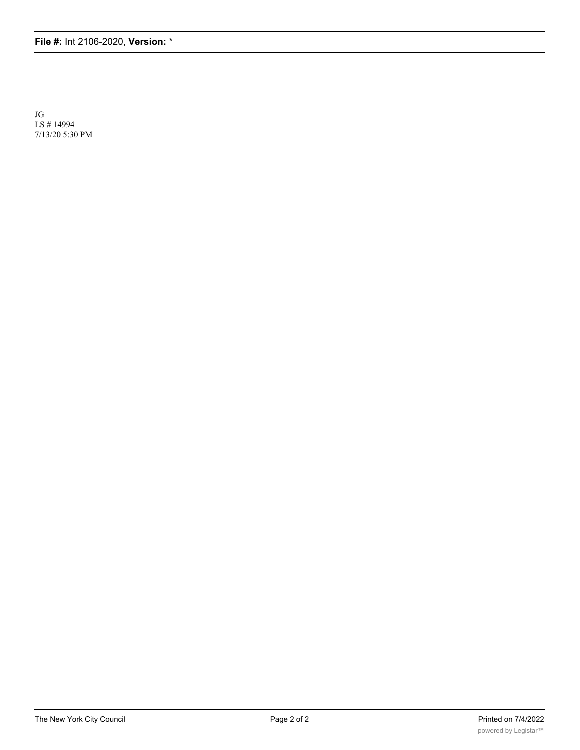JG
LS # 14994
7/13/20 5:30 PM